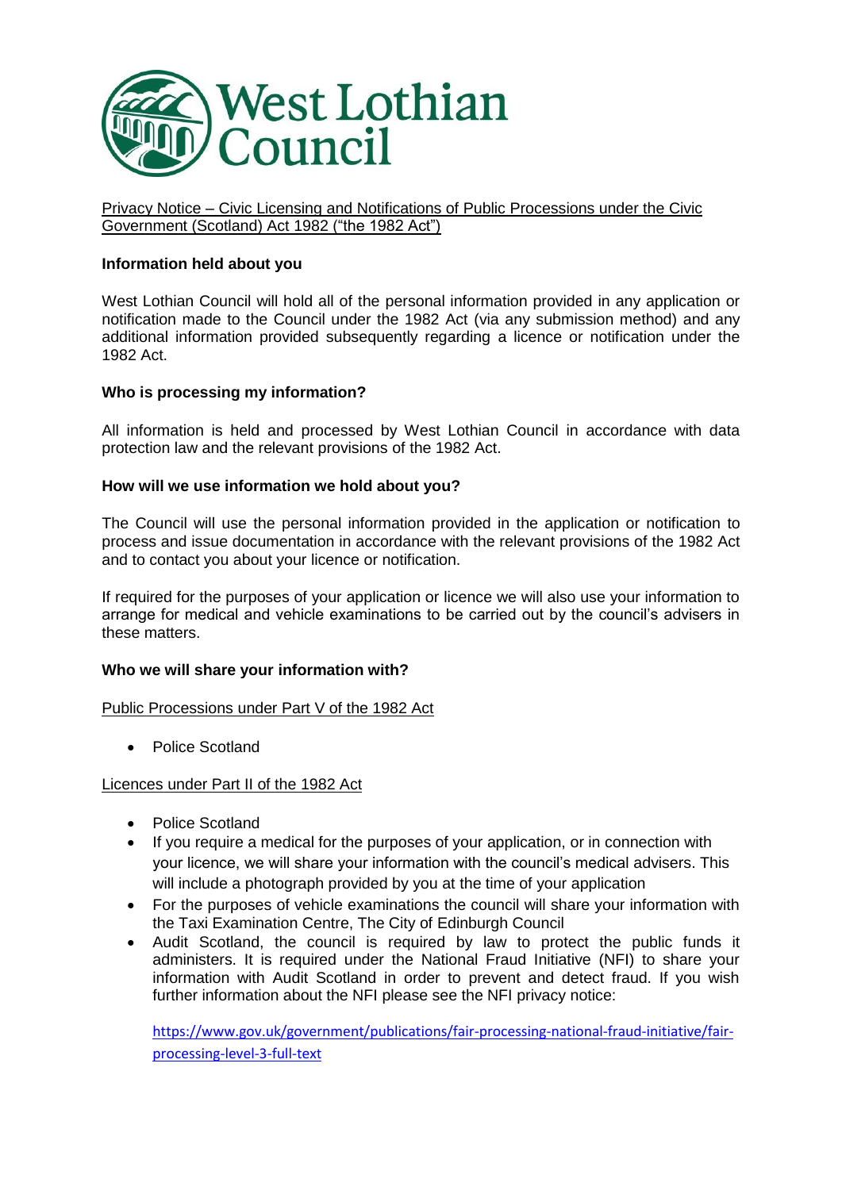West Lothian Council

Privacy Notice – Civic Licensing and Notifications of Public Processions under the Civic Government (Scotland) Act 1982 ("the 1982 Act")

**Information held about you**

West Lothian Council will hold all of the personal information provided in any application or notification made to the Council under the 1982 Act (via any submission method) and any additional information provided subsequently regarding a licence or notification under the 1982 Act.

**Who is processing my information?**

All information is held and processed by West Lothian Council in accordance with data protection law and the relevant provisions of the 1982 Act.

**How will we use information we hold about you?**

The Council will use the personal information provided in the application or notification to process and issue documentation in accordance with the relevant provisions of the 1982 Act and to contact you about your licence or notification.

If required for the purposes of your application or licence we will also use your information to arrange for medical and vehicle examinations to be carried out by the council's advisers in these matters.

**Who we will share your information with?**

Public Processions under Part V of the 1982 Act

- Police Scotland

Licences under Part II of the 1982 Act

- Police Scotland
- If you require a medical for the purposes of your application, or in connection with your licence, we will share your information with the council's medical advisers. This will include a photograph provided by you at the time of your application
- For the purposes of vehicle examinations the council will share your information with the Taxi Examination Centre, The City of Edinburgh Council
- Audit Scotland, the council is required by law to protect the public funds it administers. It is required under the National Fraud Initiative (NFI) to share your information with Audit Scotland in order to prevent and detect fraud. If you wish further information about the NFI please see the NFI privacy notice:

  https://www.gov.uk/government/publications/fair-processing-national-fraud-initiative/fair-processing-level-3-full-text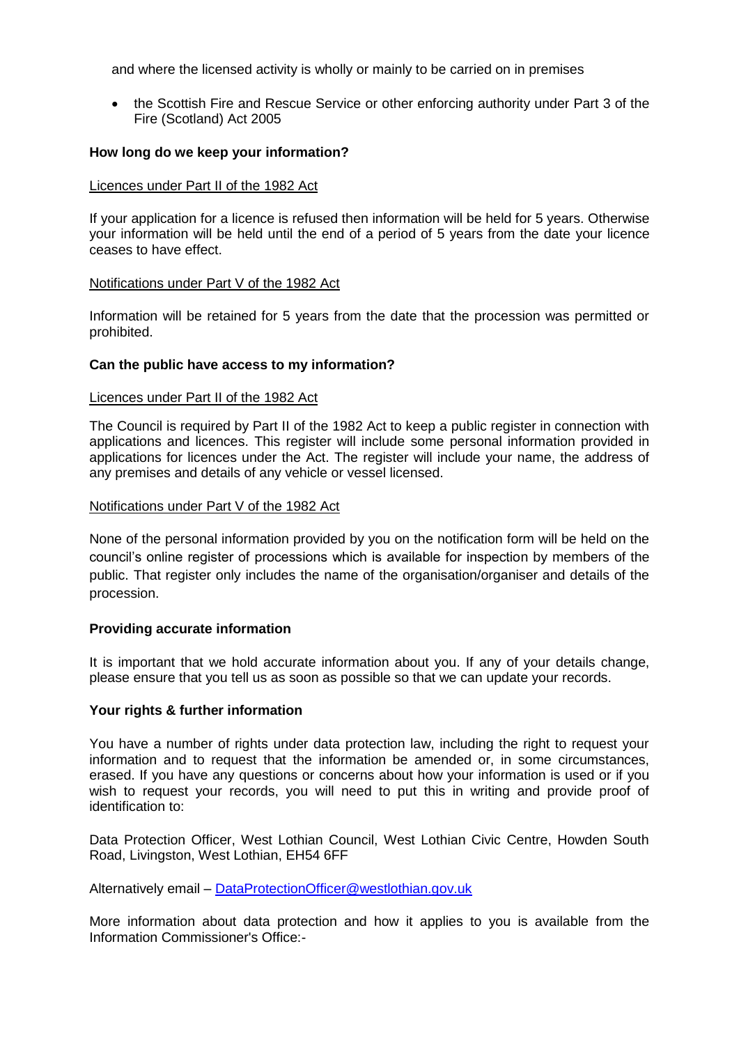and where the licensed activity is wholly or mainly to be carried on in premises

- the Scottish Fire and Rescue Service or other enforcing authority under Part 3 of the Fire (Scotland) Act 2005

**How long do we keep your information?**

Licences under Part II of the 1982 Act

If your application for a licence is refused then information will be held for 5 years. Otherwise your information will be held until the end of a period of 5 years from the date your licence ceases to have effect.

Notifications under Part V of the 1982 Act

Information will be retained for 5 years from the date that the procession was permitted or prohibited.

**Can the public have access to my information?**

Licences under Part II of the 1982 Act

The Council is required by Part II of the 1982 Act to keep a public register in connection with applications and licences. This register will include some personal information provided in applications for licences under the Act. The register will include your name, the address of any premises and details of any vehicle or vessel licensed.

Notifications under Part V of the 1982 Act

None of the personal information provided by you on the notification form will be held on the council's online register of processions which is available for inspection by members of the public. That register only includes the name of the organisation/organiser and details of the procession.

**Providing accurate information**

It is important that we hold accurate information about you. If any of your details change, please ensure that you tell us as soon as possible so that we can update your records.

**Your rights & further information**

You have a number of rights under data protection law, including the right to request your information and to request that the information be amended or, in some circumstances, erased. If you have any questions or concerns about how your information is used or if you wish to request your records, you will need to put this in writing and provide proof of identification to:

Data Protection Officer, West Lothian Council, West Lothian Civic Centre, Howden South Road, Livingston, West Lothian, EH54 6FF

Alternatively email – DataProtectionOfficer@westlothian.gov.uk

More information about data protection and how it applies to you is available from the Information Commissioner's Office:-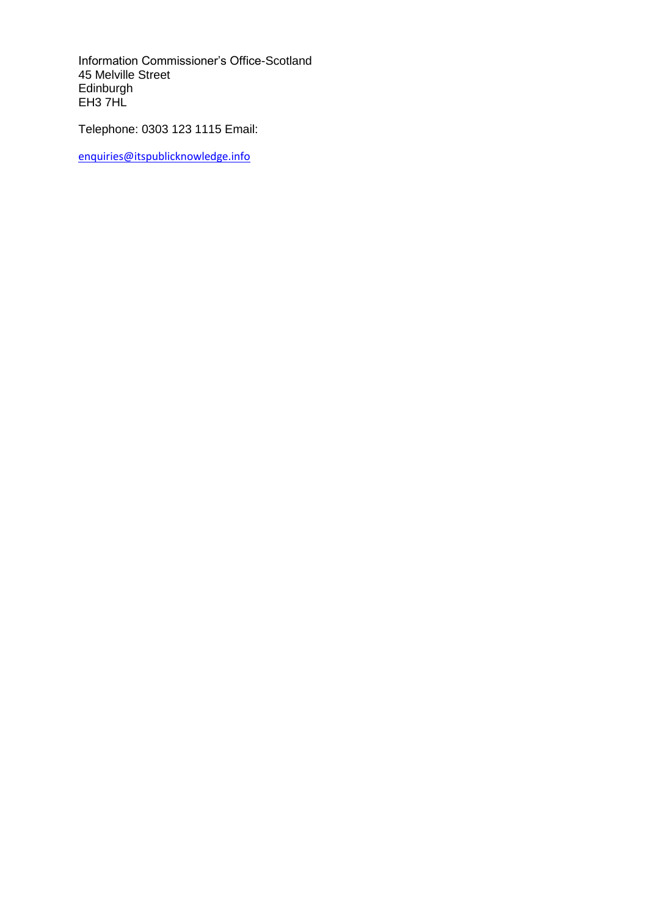Information Commissioner's Office-Scotland
45 Melville Street
Edinburgh
EH3 7HL

Telephone: 0303 123 1115 Email:

enquiries@itspublicknowledge.info